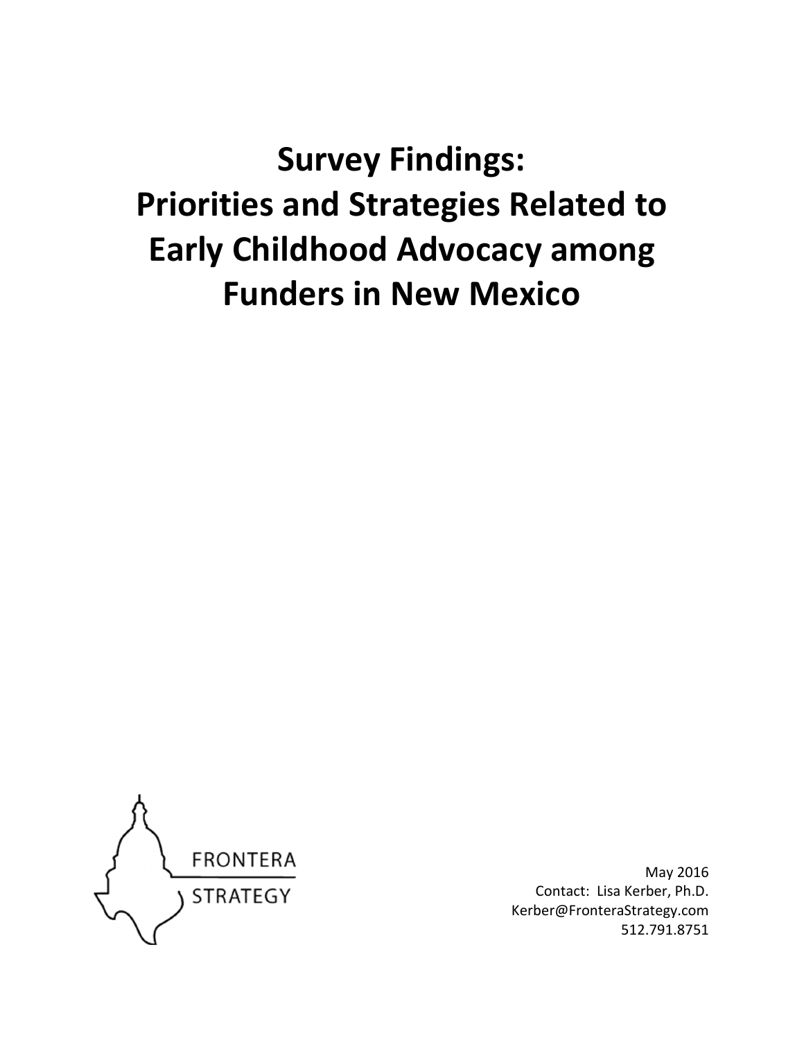# Survey Findings: Priorities and Strategies Related to Early Childhood Advocacy among Funders in New Mexico

FRONTERA STRATEGY

May 2016
Contact: Lisa Kerber, Ph.D.
Kerber@FronteraStrategy.com
512.791.8751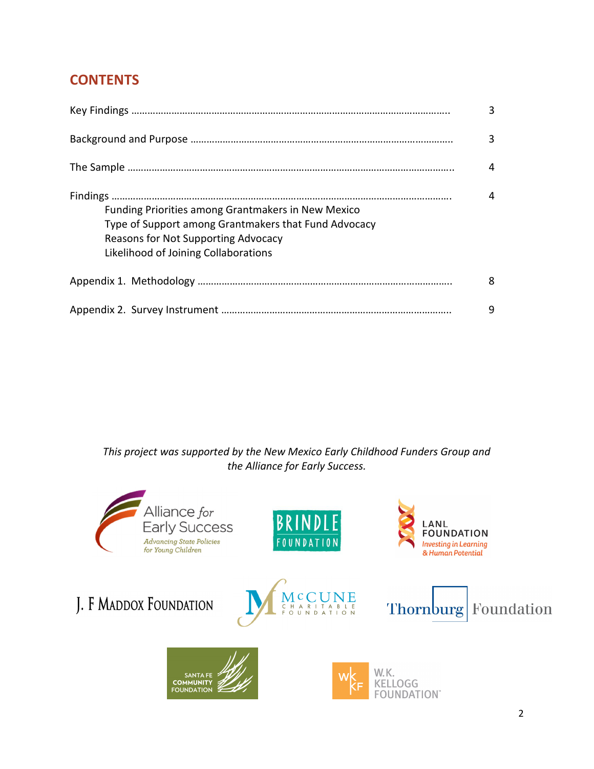## CONTENTS

| | |
|---|---|
| Key Findings | 3 |
| Background and Purpose | 3 |
| The Sample | 4 |
| Findings | 4 |
| Funding Priorities among Grantmakers in New Mexico | |
| Type of Support among Grantmakers that Fund Advocacy | |
| Reasons for Not Supporting Advocacy | |
| Likelihood of Joining Collaborations | |
| Appendix 1. Methodology | 8 |
| Appendix 2. Survey Instrument | 9 |

*This project was supported by the New Mexico Early Childhood Funders Group and the Alliance for Early Success.*

Alliance for Early Success — Advancing State Policies for Young Children

Brindle Foundation

LANL Foundation — Investing in Learning & Human Potential

J. F Maddox Foundation

McCune Charitable Foundation

Thornburg Foundation

Santa Fe Community Foundation

W.K. Kellogg Foundation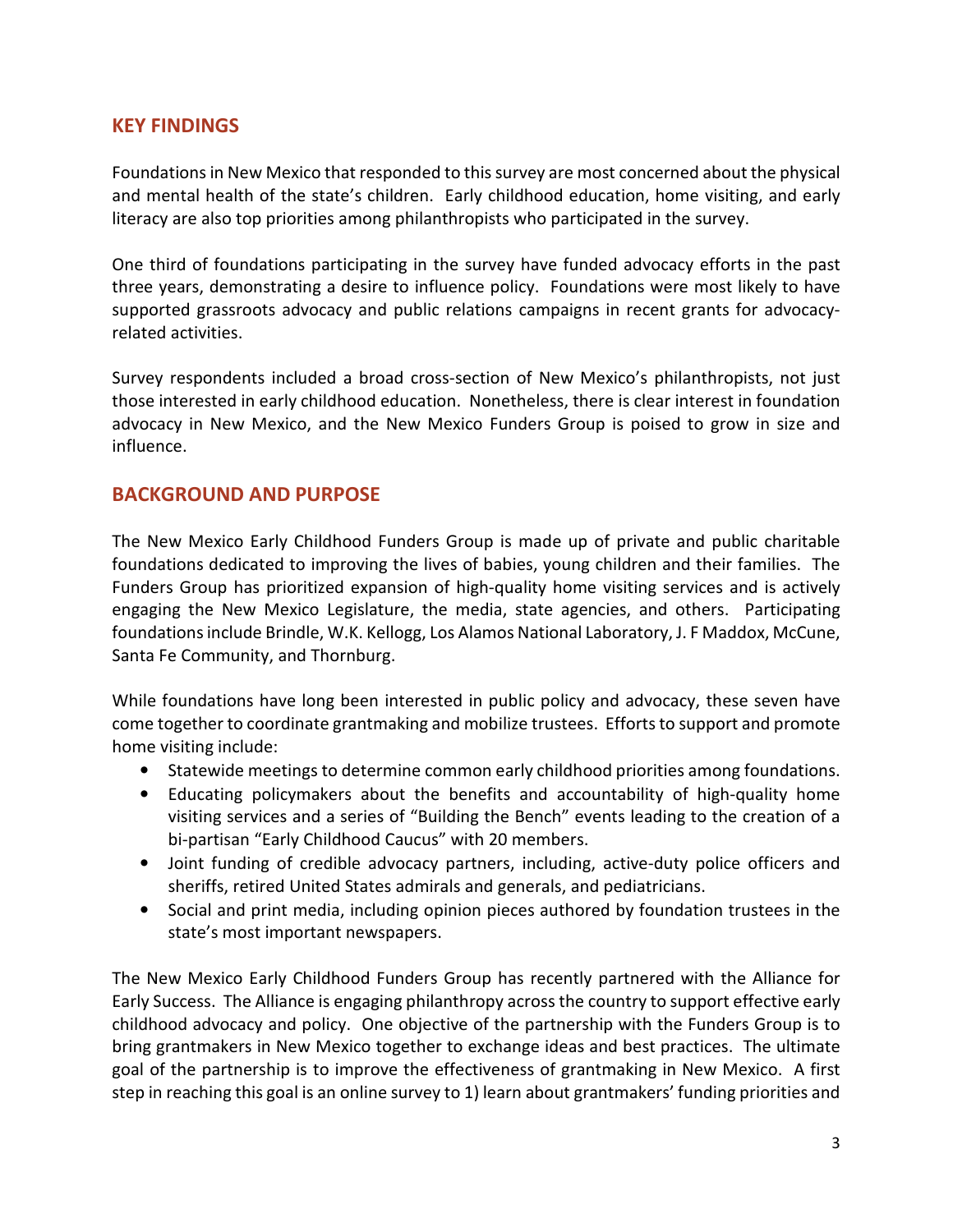## KEY FINDINGS

Foundations in New Mexico that responded to this survey are most concerned about the physical and mental health of the state's children. Early childhood education, home visiting, and early literacy are also top priorities among philanthropists who participated in the survey.

One third of foundations participating in the survey have funded advocacy efforts in the past three years, demonstrating a desire to influence policy. Foundations were most likely to have supported grassroots advocacy and public relations campaigns in recent grants for advocacy-related activities.

Survey respondents included a broad cross-section of New Mexico's philanthropists, not just those interested in early childhood education. Nonetheless, there is clear interest in foundation advocacy in New Mexico, and the New Mexico Funders Group is poised to grow in size and influence.

## BACKGROUND AND PURPOSE

The New Mexico Early Childhood Funders Group is made up of private and public charitable foundations dedicated to improving the lives of babies, young children and their families. The Funders Group has prioritized expansion of high-quality home visiting services and is actively engaging the New Mexico Legislature, the media, state agencies, and others. Participating foundations include Brindle, W.K. Kellogg, Los Alamos National Laboratory, J. F Maddox, McCune, Santa Fe Community, and Thornburg.

While foundations have long been interested in public policy and advocacy, these seven have come together to coordinate grantmaking and mobilize trustees. Efforts to support and promote home visiting include:

- Statewide meetings to determine common early childhood priorities among foundations.
- Educating policymakers about the benefits and accountability of high-quality home visiting services and a series of "Building the Bench" events leading to the creation of a bi-partisan "Early Childhood Caucus" with 20 members.
- Joint funding of credible advocacy partners, including, active-duty police officers and sheriffs, retired United States admirals and generals, and pediatricians.
- Social and print media, including opinion pieces authored by foundation trustees in the state's most important newspapers.

The New Mexico Early Childhood Funders Group has recently partnered with the Alliance for Early Success. The Alliance is engaging philanthropy across the country to support effective early childhood advocacy and policy. One objective of the partnership with the Funders Group is to bring grantmakers in New Mexico together to exchange ideas and best practices. The ultimate goal of the partnership is to improve the effectiveness of grantmaking in New Mexico. A first step in reaching this goal is an online survey to 1) learn about grantmakers' funding priorities and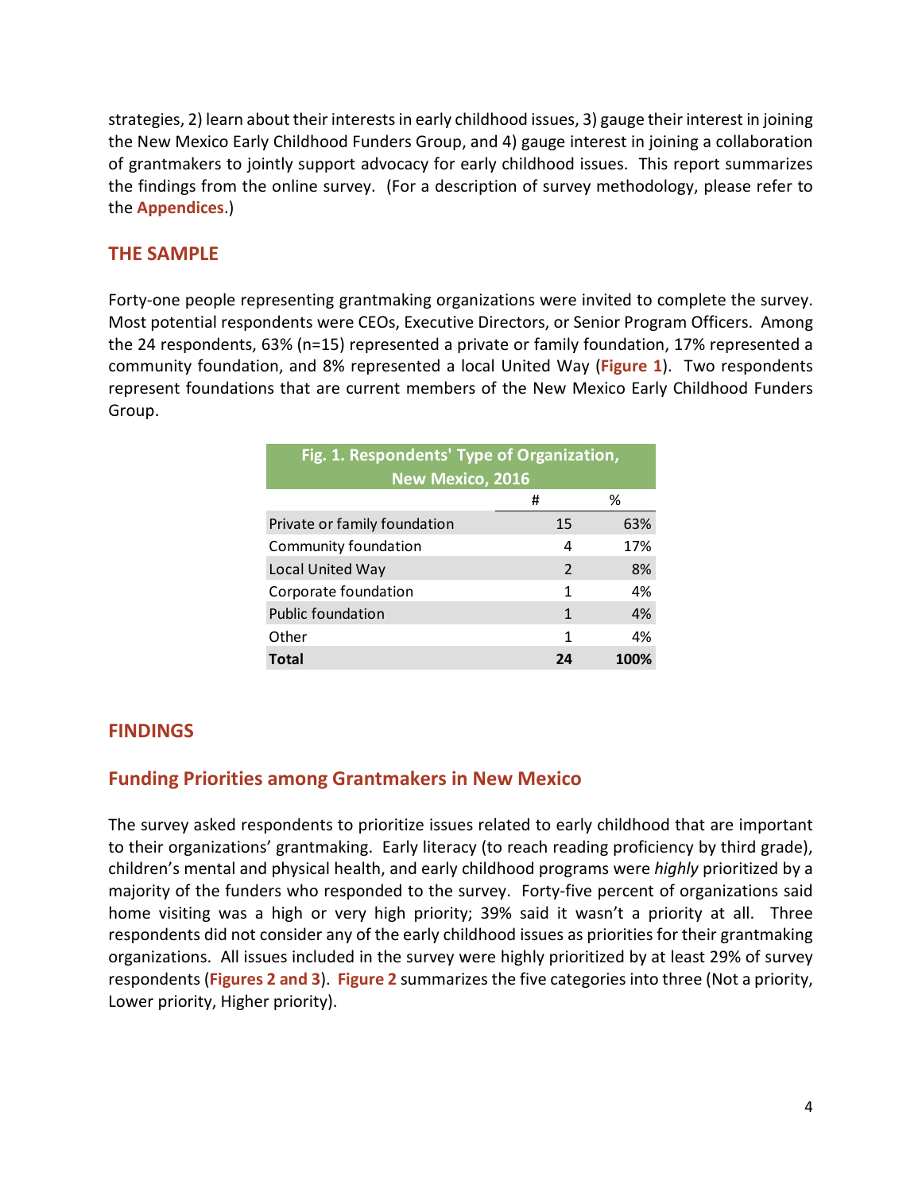strategies, 2) learn about their interests in early childhood issues, 3) gauge their interest in joining the New Mexico Early Childhood Funders Group, and 4) gauge interest in joining a collaboration of grantmakers to jointly support advocacy for early childhood issues. This report summarizes the findings from the online survey. (For a description of survey methodology, please refer to the **Appendices**.)

## THE SAMPLE

Forty-one people representing grantmaking organizations were invited to complete the survey. Most potential respondents were CEOs, Executive Directors, or Senior Program Officers. Among the 24 respondents, 63% (n=15) represented a private or family foundation, 17% represented a community foundation, and 8% represented a local United Way (**Figure 1**). Two respondents represent foundations that are current members of the New Mexico Early Childhood Funders Group.

**Fig. 1. Respondents' Type of Organization, New Mexico, 2016**

| | # | % |
|---|---|---|
| Private or family foundation | 15 | 63% |
| Community foundation | 4 | 17% |
| Local United Way | 2 | 8% |
| Corporate foundation | 1 | 4% |
| Public foundation | 1 | 4% |
| Other | 1 | 4% |
| **Total** | **24** | **100%** |

## FINDINGS

### Funding Priorities among Grantmakers in New Mexico

The survey asked respondents to prioritize issues related to early childhood that are important to their organizations' grantmaking. Early literacy (to reach reading proficiency by third grade), children's mental and physical health, and early childhood programs were *highly* prioritized by a majority of the funders who responded to the survey. Forty-five percent of organizations said home visiting was a high or very high priority; 39% said it wasn't a priority at all. Three respondents did not consider any of the early childhood issues as priorities for their grantmaking organizations. All issues included in the survey were highly prioritized by at least 29% of survey respondents (**Figures 2 and 3**). **Figure 2** summarizes the five categories into three (Not a priority, Lower priority, Higher priority).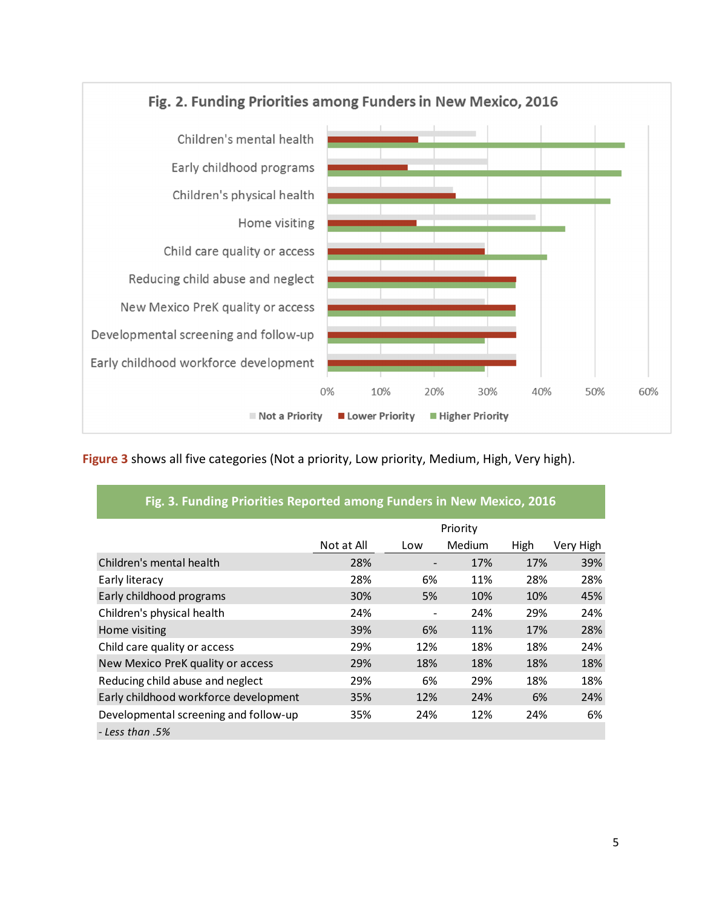**Fig. 2. Funding Priorities among Funders in New Mexico, 2016**

Categories: Children's mental health; Early childhood programs; Children's physical health; Home visiting; Child care quality or access; Reducing child abuse and neglect; New Mexico PreK quality or access; Developmental screening and follow-up; Early childhood workforce development

Axis: 0%, 10%, 20%, 30%, 40%, 50%, 60%

Legend: Not a Priority, Lower Priority, Higher Priority

**Figure 3** shows all five categories (Not a priority, Low priority, Medium, High, Very high).

**Fig. 3. Funding Priorities Reported among Funders in New Mexico, 2016**

| | Priority | | | | |
|---|---|---|---|---|---|
| | Not at All | Low | Medium | High | Very High |
| Children's mental health | 28% | - | 17% | 17% | 39% |
| Early literacy | 28% | 6% | 11% | 28% | 28% |
| Early childhood programs | 30% | 5% | 10% | 10% | 45% |
| Children's physical health | 24% | - | 24% | 29% | 24% |
| Home visiting | 39% | 6% | 11% | 17% | 28% |
| Child care quality or access | 29% | 12% | 18% | 18% | 24% |
| New Mexico PreK quality or access | 29% | 18% | 18% | 18% | 18% |
| Reducing child abuse and neglect | 29% | 6% | 29% | 18% | 18% |
| Early childhood workforce development | 35% | 12% | 24% | 6% | 24% |
| Developmental screening and follow-up | 35% | 24% | 12% | 24% | 6% |

*- Less than .5%*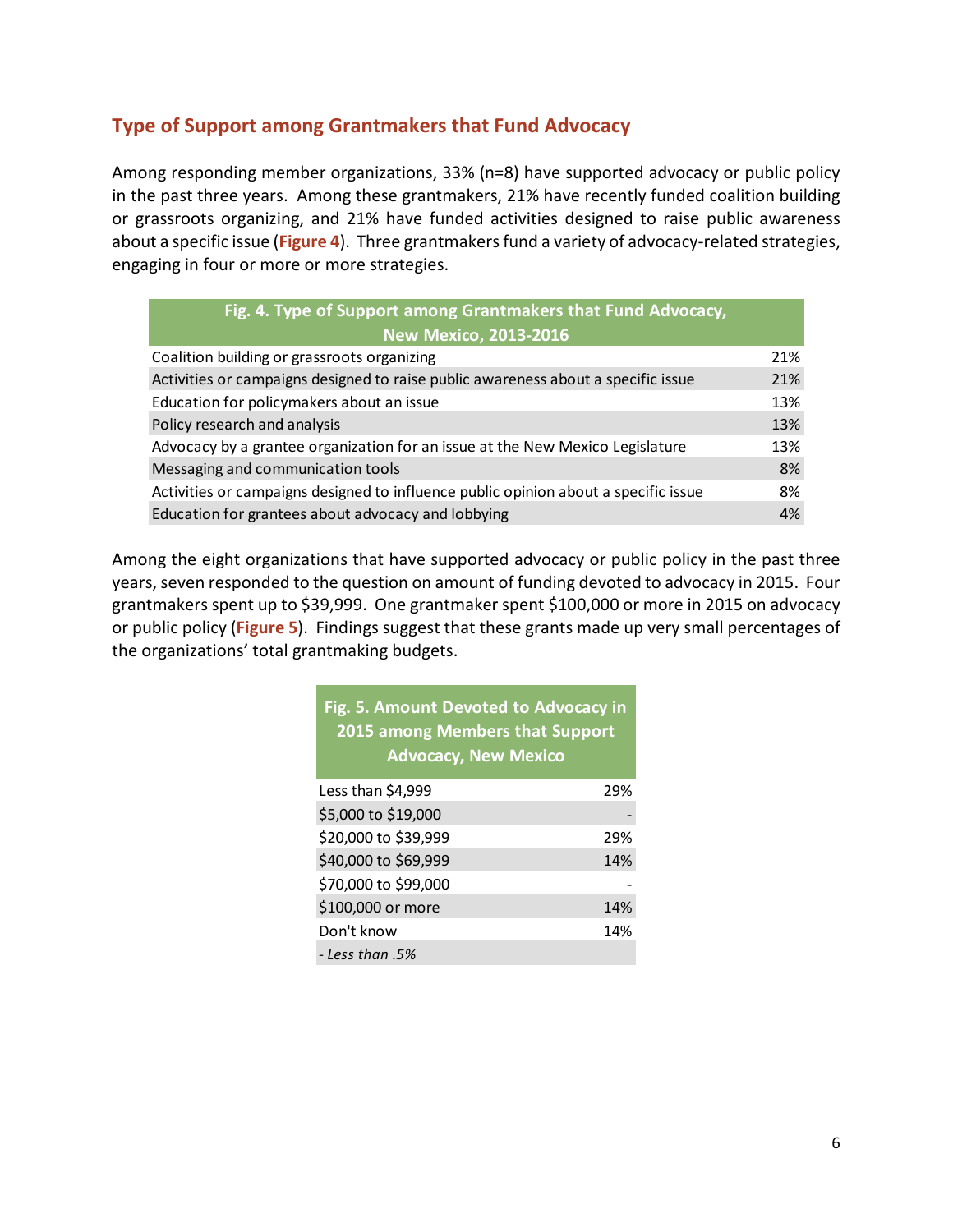## Type of Support among Grantmakers that Fund Advocacy

Among responding member organizations, 33% (n=8) have supported advocacy or public policy in the past three years. Among these grantmakers, 21% have recently funded coalition building or grassroots organizing, and 21% have funded activities designed to raise public awareness about a specific issue (**Figure 4**). Three grantmakers fund a variety of advocacy-related strategies, engaging in four or more or more strategies.

| Fig. 4. Type of Support among Grantmakers that Fund Advocacy, New Mexico, 2013-2016 | |
|---|---|
| Coalition building or grassroots organizing | 21% |
| Activities or campaigns designed to raise public awareness about a specific issue | 21% |
| Education for policymakers about an issue | 13% |
| Policy research and analysis | 13% |
| Advocacy by a grantee organization for an issue at the New Mexico Legislature | 13% |
| Messaging and communication tools | 8% |
| Activities or campaigns designed to influence public opinion about a specific issue | 8% |
| Education for grantees about advocacy and lobbying | 4% |

Among the eight organizations that have supported advocacy or public policy in the past three years, seven responded to the question on amount of funding devoted to advocacy in 2015. Four grantmakers spent up to $39,999. One grantmaker spent $100,000 or more in 2015 on advocacy or public policy (**Figure 5**). Findings suggest that these grants made up very small percentages of the organizations' total grantmaking budgets.

| Fig. 5. Amount Devoted to Advocacy in 2015 among Members that Support Advocacy, New Mexico | |
|---|---|
| Less than $4,999 | 29% |
| $5,000 to $19,000 | - |
| $20,000 to $39,999 | 29% |
| $40,000 to $69,999 | 14% |
| $70,000 to $99,000 | - |
| $100,000 or more | 14% |
| Don't know | 14% |
| *- Less than .5%* | |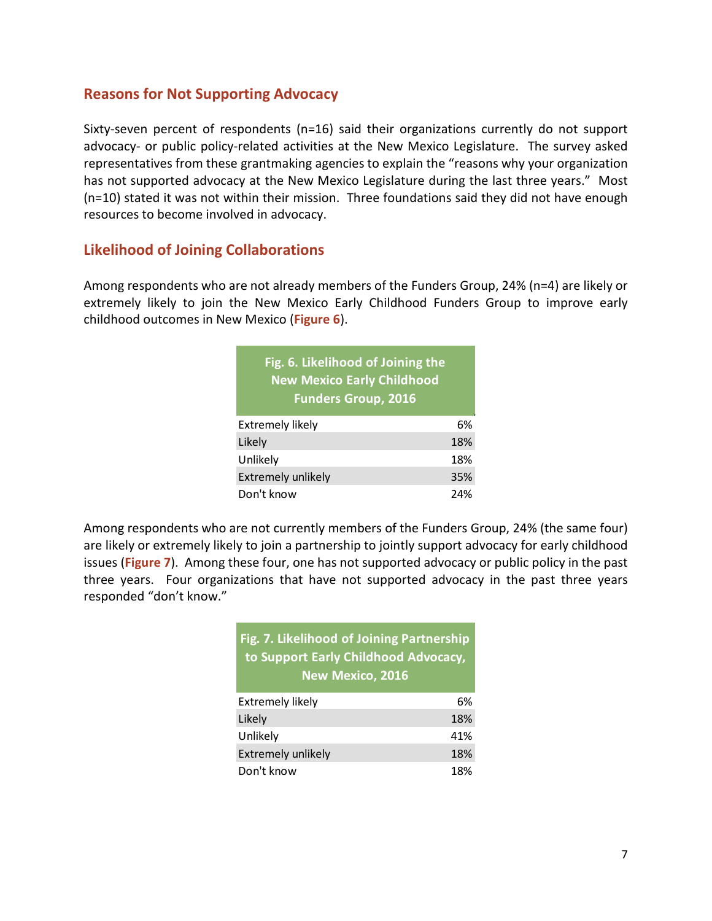## Reasons for Not Supporting Advocacy

Sixty-seven percent of respondents (n=16) said their organizations currently do not support advocacy- or public policy-related activities at the New Mexico Legislature. The survey asked representatives from these grantmaking agencies to explain the "reasons why your organization has not supported advocacy at the New Mexico Legislature during the last three years." Most (n=10) stated it was not within their mission. Three foundations said they did not have enough resources to become involved in advocacy.

## Likelihood of Joining Collaborations

Among respondents who are not already members of the Funders Group, 24% (n=4) are likely or extremely likely to join the New Mexico Early Childhood Funders Group to improve early childhood outcomes in New Mexico (**Figure 6**).

| Fig. 6. Likelihood of Joining the New Mexico Early Childhood Funders Group, 2016 | |
|---|---|
| Extremely likely | 6% |
| Likely | 18% |
| Unlikely | 18% |
| Extremely unlikely | 35% |
| Don't know | 24% |

Among respondents who are not currently members of the Funders Group, 24% (the same four) are likely or extremely likely to join a partnership to jointly support advocacy for early childhood issues (**Figure 7**). Among these four, one has not supported advocacy or public policy in the past three years. Four organizations that have not supported advocacy in the past three years responded "don't know."

| Fig. 7. Likelihood of Joining Partnership to Support Early Childhood Advocacy, New Mexico, 2016 | |
|---|---|
| Extremely likely | 6% |
| Likely | 18% |
| Unlikely | 41% |
| Extremely unlikely | 18% |
| Don't know | 18% |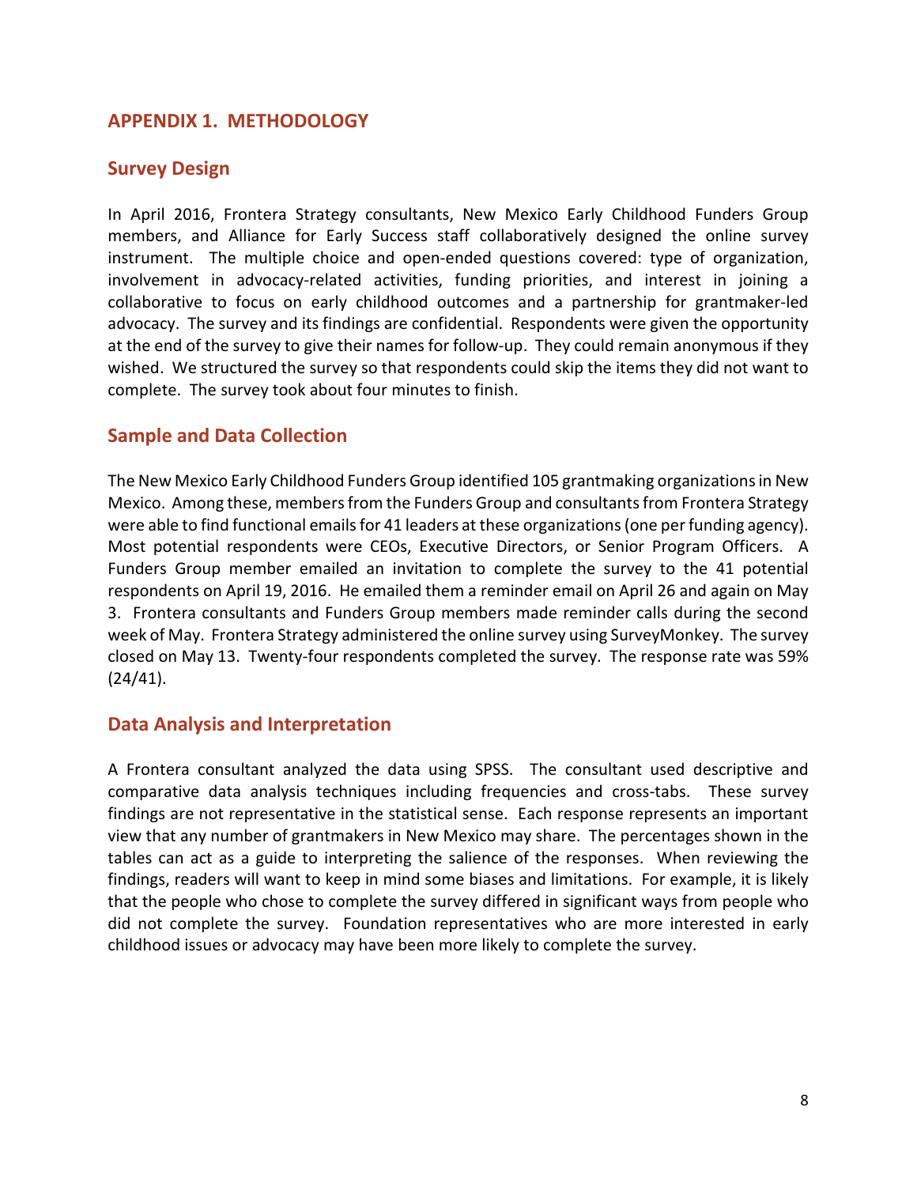## APPENDIX 1. METHODOLOGY

### Survey Design

In April 2016, Frontera Strategy consultants, New Mexico Early Childhood Funders Group members, and Alliance for Early Success staff collaboratively designed the online survey instrument. The multiple choice and open-ended questions covered: type of organization, involvement in advocacy-related activities, funding priorities, and interest in joining a collaborative to focus on early childhood outcomes and a partnership for grantmaker-led advocacy. The survey and its findings are confidential. Respondents were given the opportunity at the end of the survey to give their names for follow-up. They could remain anonymous if they wished. We structured the survey so that respondents could skip the items they did not want to complete. The survey took about four minutes to finish.

### Sample and Data Collection

The New Mexico Early Childhood Funders Group identified 105 grantmaking organizations in New Mexico. Among these, members from the Funders Group and consultants from Frontera Strategy were able to find functional emails for 41 leaders at these organizations (one per funding agency). Most potential respondents were CEOs, Executive Directors, or Senior Program Officers. A Funders Group member emailed an invitation to complete the survey to the 41 potential respondents on April 19, 2016. He emailed them a reminder email on April 26 and again on May 3. Frontera consultants and Funders Group members made reminder calls during the second week of May. Frontera Strategy administered the online survey using SurveyMonkey. The survey closed on May 13. Twenty-four respondents completed the survey. The response rate was 59% (24/41).

### Data Analysis and Interpretation

A Frontera consultant analyzed the data using SPSS. The consultant used descriptive and comparative data analysis techniques including frequencies and cross-tabs. These survey findings are not representative in the statistical sense. Each response represents an important view that any number of grantmakers in New Mexico may share. The percentages shown in the tables can act as a guide to interpreting the salience of the responses. When reviewing the findings, readers will want to keep in mind some biases and limitations. For example, it is likely that the people who chose to complete the survey differed in significant ways from people who did not complete the survey. Foundation representatives who are more interested in early childhood issues or advocacy may have been more likely to complete the survey.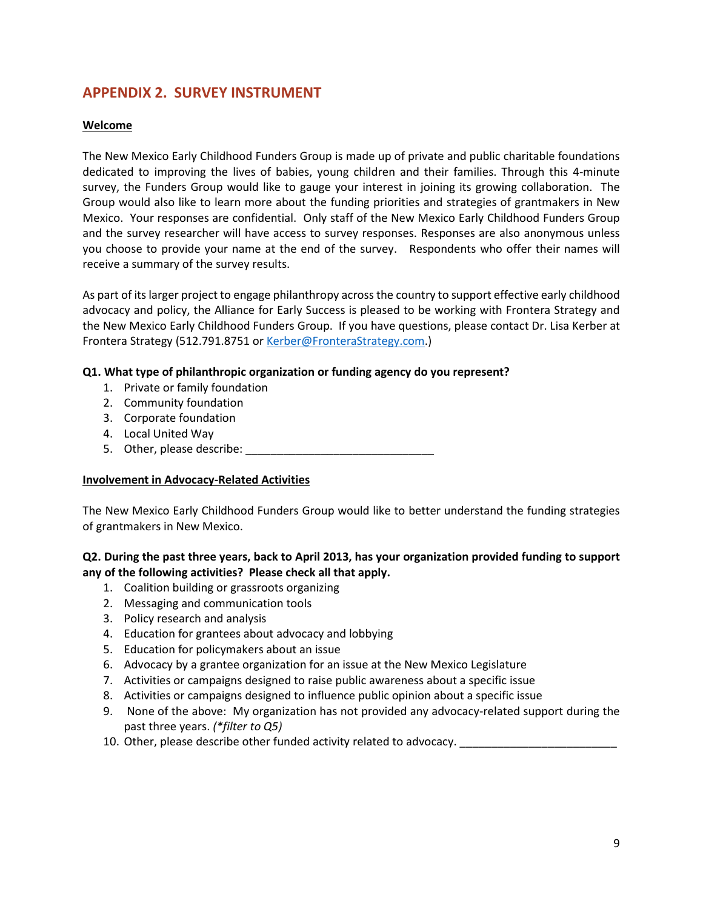## APPENDIX 2. SURVEY INSTRUMENT

**Welcome**

The New Mexico Early Childhood Funders Group is made up of private and public charitable foundations dedicated to improving the lives of babies, young children and their families. Through this 4-minute survey, the Funders Group would like to gauge your interest in joining its growing collaboration. The Group would also like to learn more about the funding priorities and strategies of grantmakers in New Mexico. Your responses are confidential. Only staff of the New Mexico Early Childhood Funders Group and the survey researcher will have access to survey responses. Responses are also anonymous unless you choose to provide your name at the end of the survey. Respondents who offer their names will receive a summary of the survey results.

As part of its larger project to engage philanthropy across the country to support effective early childhood advocacy and policy, the Alliance for Early Success is pleased to be working with Frontera Strategy and the New Mexico Early Childhood Funders Group. If you have questions, please contact Dr. Lisa Kerber at Frontera Strategy (512.791.8751 or Kerber@FronteraStrategy.com.)

**Q1. What type of philanthropic organization or funding agency do you represent?**

1. Private or family foundation
2. Community foundation
3. Corporate foundation
4. Local United Way
5. Other, please describe: ______________________________

**Involvement in Advocacy-Related Activities**

The New Mexico Early Childhood Funders Group would like to better understand the funding strategies of grantmakers in New Mexico.

**Q2. During the past three years, back to April 2013, has your organization provided funding to support any of the following activities? Please check all that apply.**

1. Coalition building or grassroots organizing
2. Messaging and communication tools
3. Policy research and analysis
4. Education for grantees about advocacy and lobbying
5. Education for policymakers about an issue
6. Advocacy by a grantee organization for an issue at the New Mexico Legislature
7. Activities or campaigns designed to raise public awareness about a specific issue
8. Activities or campaigns designed to influence public opinion about a specific issue
9. None of the above: My organization has not provided any advocacy-related support during the past three years. *(\*filter to Q5)*
10. Other, please describe other funded activity related to advocacy. _________________________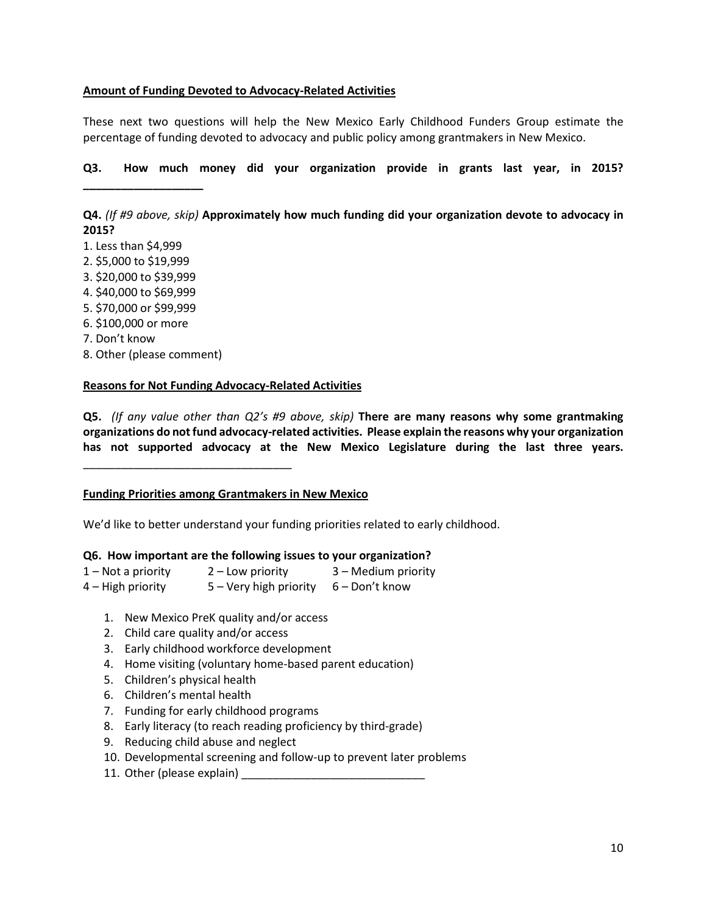**Amount of Funding Devoted to Advocacy-Related Activities**

These next two questions will help the New Mexico Early Childhood Funders Group estimate the percentage of funding devoted to advocacy and public policy among grantmakers in New Mexico.

**Q3. How much money did your organization provide in grants last year, in 2015? ___________________**

**Q4.** *(If #9 above, skip)* **Approximately how much funding did your organization devote to advocacy in 2015?**

1. Less than $4,999
2. $5,000 to $19,999
3. $20,000 to $39,999
4. $40,000 to $69,999
5. $70,000 or $99,999
6. $100,000 or more
7. Don't know
8. Other (please comment)

**Reasons for Not Funding Advocacy-Related Activities**

**Q5.** *(If any value other than Q2's #9 above, skip)* **There are many reasons why some grantmaking organizations do not fund advocacy-related activities. Please explain the reasons why your organization has not supported advocacy at the New Mexico Legislature during the last three years.** _________________________________

**Funding Priorities among Grantmakers in New Mexico**

We'd like to better understand your funding priorities related to early childhood.

**Q6. How important are the following issues to your organization?**

1 – Not a priority    2 – Low priority    3 – Medium priority
4 – High priority    5 – Very high priority    6 – Don't know

1. New Mexico PreK quality and/or access
2. Child care quality and/or access
3. Early childhood workforce development
4. Home visiting (voluntary home-based parent education)
5. Children's physical health
6. Children's mental health
7. Funding for early childhood programs
8. Early literacy (to reach reading proficiency by third-grade)
9. Reducing child abuse and neglect
10. Developmental screening and follow-up to prevent later problems
11. Other (please explain) _____________________________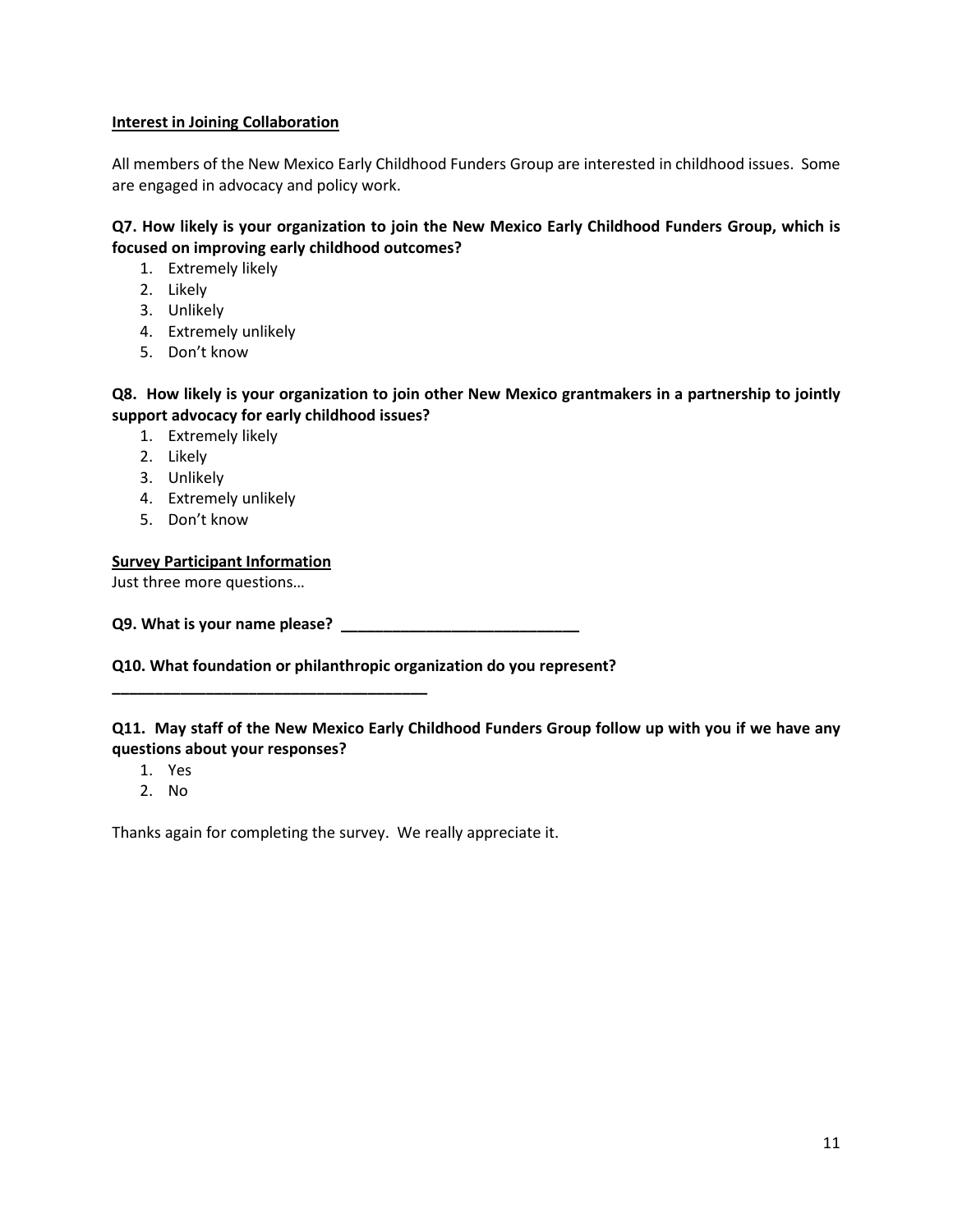**Interest in Joining Collaboration**

All members of the New Mexico Early Childhood Funders Group are interested in childhood issues. Some are engaged in advocacy and policy work.

**Q7. How likely is your organization to join the New Mexico Early Childhood Funders Group, which is focused on improving early childhood outcomes?**

1. Extremely likely
2. Likely
3. Unlikely
4. Extremely unlikely
5. Don't know

**Q8. How likely is your organization to join other New Mexico grantmakers in a partnership to jointly support advocacy for early childhood issues?**

1. Extremely likely
2. Likely
3. Unlikely
4. Extremely unlikely
5. Don't know

**Survey Participant Information**

Just three more questions…

**Q9. What is your name please? ____________________________**

**Q10. What foundation or philanthropic organization do you represent?**

**_____________________________________**

**Q11. May staff of the New Mexico Early Childhood Funders Group follow up with you if we have any questions about your responses?**

1. Yes
2. No

Thanks again for completing the survey. We really appreciate it.